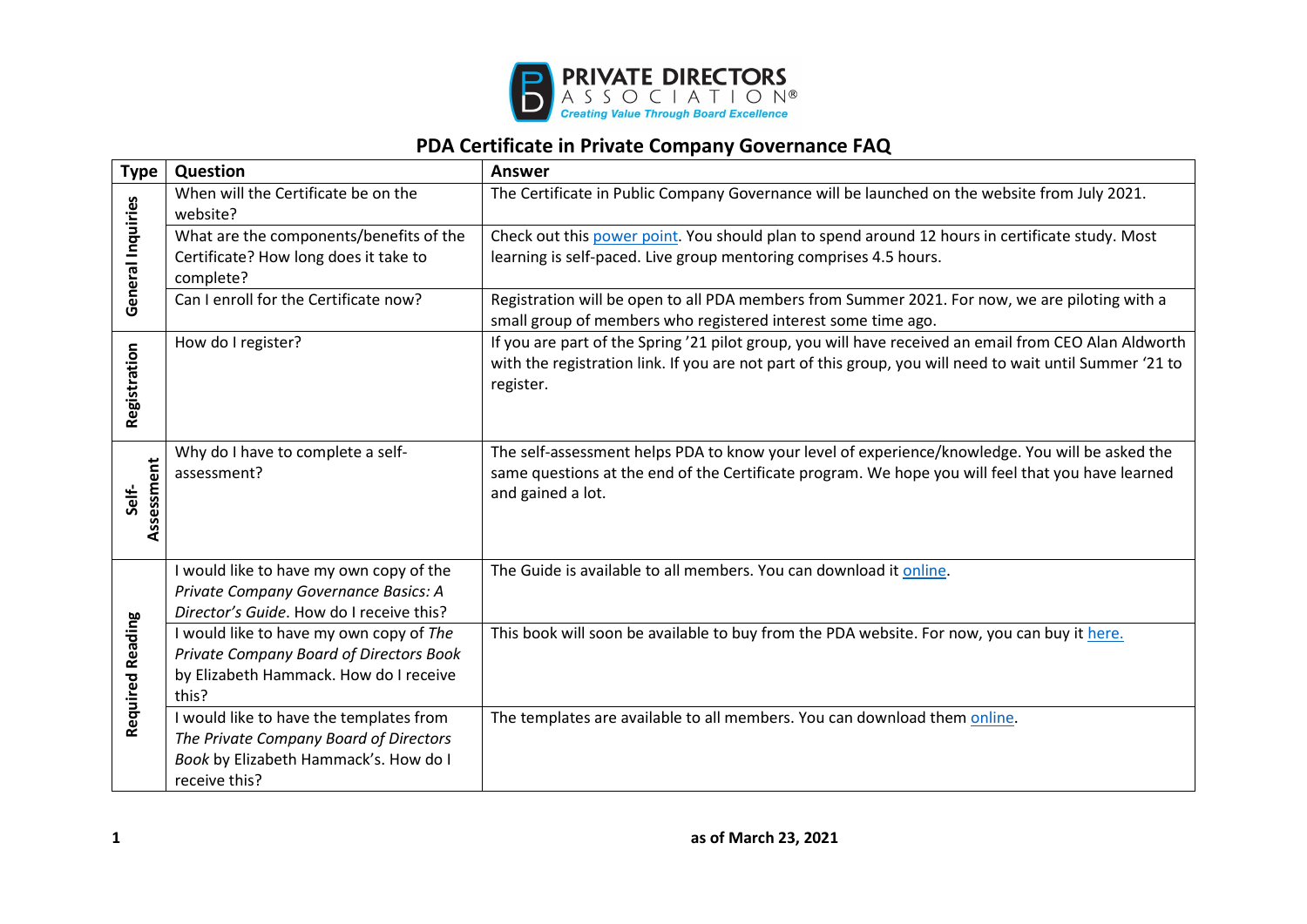PRIVATE DIRECTORS ASSOCIATION®
*Creating Value Through Board Excellence*

# PDA Certificate in Private Company Governance FAQ

| Type | Question | Answer |
|---|---|---|
| General Inquiries | When will the Certificate be on the website? | The Certificate in Public Company Governance will be launched on the website from July 2021. |
| | What are the components/benefits of the Certificate? How long does it take to complete? | Check out this power point. You should plan to spend around 12 hours in certificate study. Most learning is self-paced. Live group mentoring comprises 4.5 hours. |
| | Can I enroll for the Certificate now? | Registration will be open to all PDA members from Summer 2021. For now, we are piloting with a small group of members who registered interest some time ago. |
| Registration | How do I register? | If you are part of the Spring '21 pilot group, you will have received an email from CEO Alan Aldworth with the registration link. If you are not part of this group, you will need to wait until Summer '21 to register. |
| Self-Assessment | Why do I have to complete a self-assessment? | The self-assessment helps PDA to know your level of experience/knowledge. You will be asked the same questions at the end of the Certificate program. We hope you will feel that you have learned and gained a lot. |
| Required Reading | I would like to have my own copy of the *Private Company Governance Basics: A Director's Guide*. How do I receive this? | The Guide is available to all members. You can download it online. |
| | I would like to have my own copy of *The Private Company Board of Directors Book* by Elizabeth Hammack. How do I receive this? | This book will soon be available to buy from the PDA website. For now, you can buy it here. |
| | I would like to have the templates from *The Private Company Board of Directors Book* by Elizabeth Hammack's. How do I receive this? | The templates are available to all members. You can download them online. |

**as of March 23, 2021**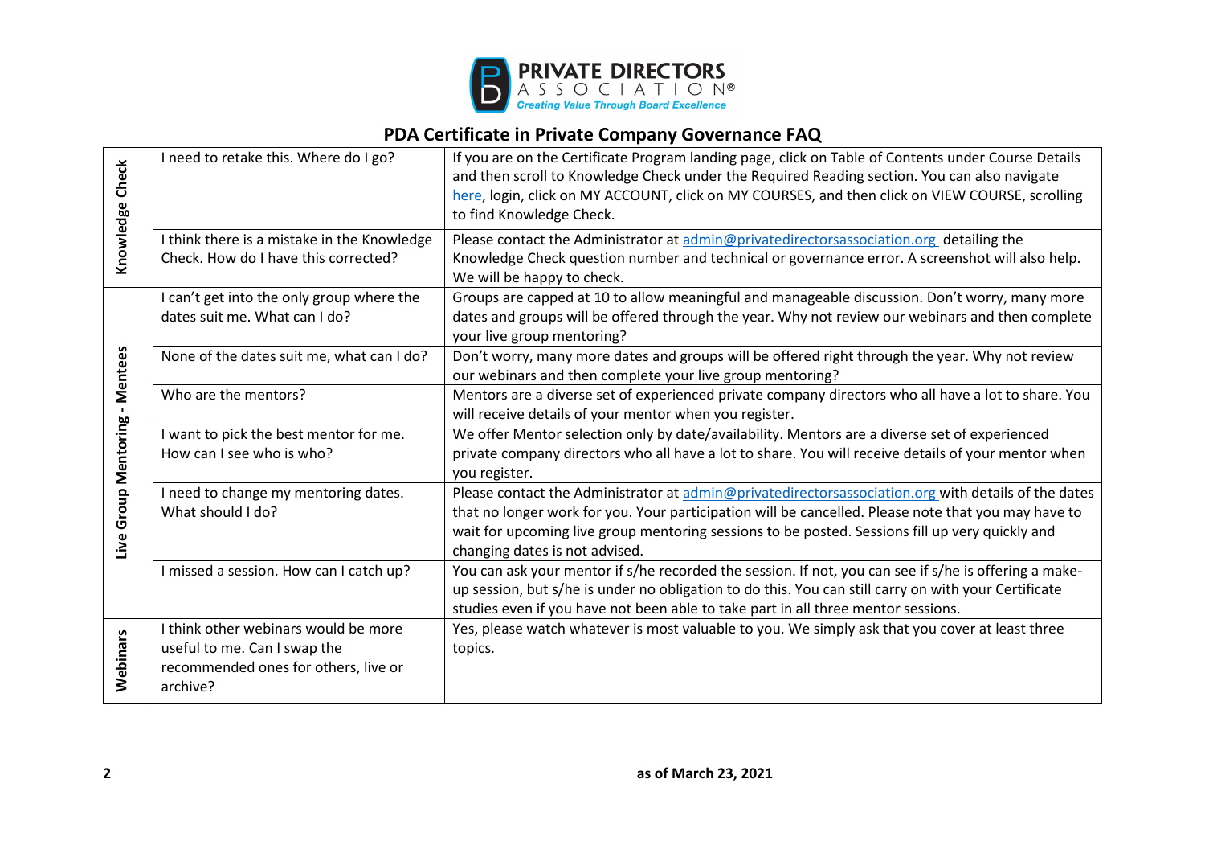**PRIVATE DIRECTORS ASSOCIATION®**
*Creating Value Through Board Excellence*

## PDA Certificate in Private Company Governance FAQ

| | | |
|---|---|---|
| **Knowledge Check** | I need to retake this. Where do I go? | If you are on the Certificate Program landing page, click on Table of Contents under Course Details and then scroll to Knowledge Check under the Required Reading section. You can also navigate here, login, click on MY ACCOUNT, click on MY COURSES, and then click on VIEW COURSE, scrolling to find Knowledge Check. |
| | I think there is a mistake in the Knowledge Check. How do I have this corrected? | Please contact the Administrator at admin@privatedirectorsassociation.org detailing the Knowledge Check question number and technical or governance error. A screenshot will also help. We will be happy to check. |
| **Live Group Mentoring - Mentees** | I can't get into the only group where the dates suit me. What can I do? | Groups are capped at 10 to allow meaningful and manageable discussion. Don't worry, many more dates and groups will be offered through the year. Why not review our webinars and then complete your live group mentoring? |
| | None of the dates suit me, what can I do? | Don't worry, many more dates and groups will be offered right through the year. Why not review our webinars and then complete your live group mentoring? |
| | Who are the mentors? | Mentors are a diverse set of experienced private company directors who all have a lot to share. You will receive details of your mentor when you register. |
| | I want to pick the best mentor for me. How can I see who is who? | We offer Mentor selection only by date/availability. Mentors are a diverse set of experienced private company directors who all have a lot to share. You will receive details of your mentor when you register. |
| | I need to change my mentoring dates. What should I do? | Please contact the Administrator at admin@privatedirectorsassociation.org with details of the dates that no longer work for you. Your participation will be cancelled. Please note that you may have to wait for upcoming live group mentoring sessions to be posted. Sessions fill up very quickly and changing dates is not advised. |
| | I missed a session. How can I catch up? | You can ask your mentor if s/he recorded the session. If not, you can see if s/he is offering a make-up session, but s/he is under no obligation to do this. You can still carry on with your Certificate studies even if you have not been able to take part in all three mentor sessions. |
| **Webinars** | I think other webinars would be more useful to me. Can I swap the recommended ones for others, live or archive? | Yes, please watch whatever is most valuable to you. We simply ask that you cover at least three topics. |

**as of March 23, 2021**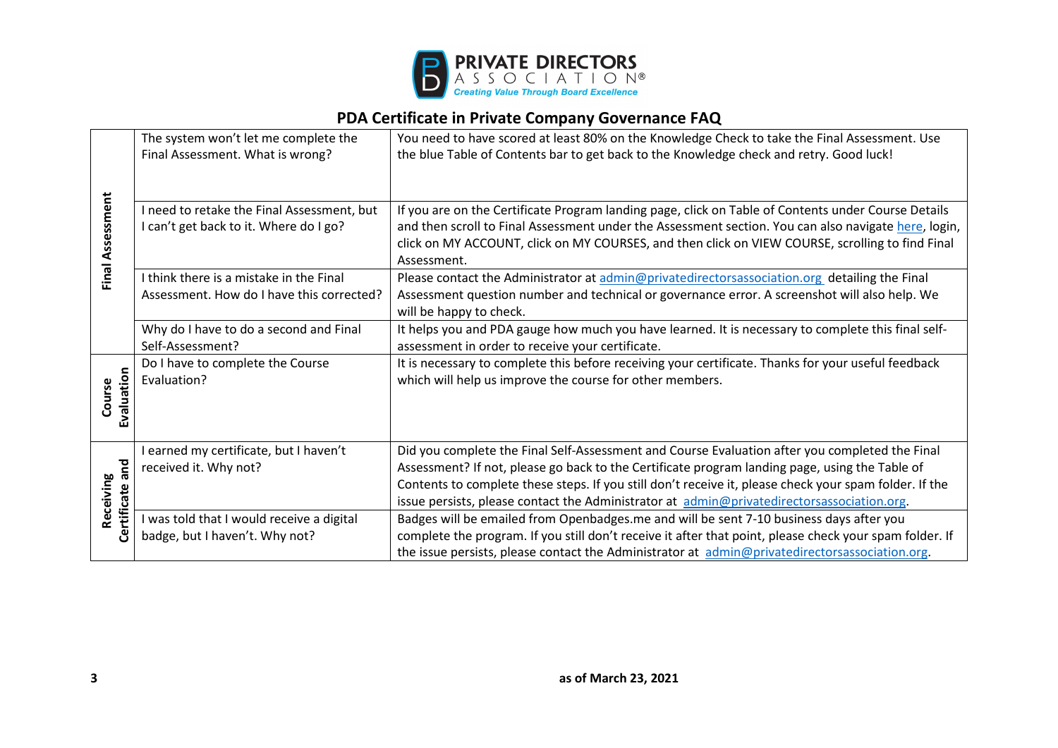# PDA Certificate in Private Company Governance FAQ

| | | |
|---|---|---|
| Final Assessment | The system won't let me complete the Final Assessment. What is wrong? | You need to have scored at least 80% on the Knowledge Check to take the Final Assessment. Use the blue Table of Contents bar to get back to the Knowledge check and retry. Good luck! |
| | I need to retake the Final Assessment, but I can't get back to it. Where do I go? | If you are on the Certificate Program landing page, click on Table of Contents under Course Details and then scroll to Final Assessment under the Assessment section. You can also navigate here, login, click on MY ACCOUNT, click on MY COURSES, and then click on VIEW COURSE, scrolling to find Final Assessment. |
| | I think there is a mistake in the Final Assessment. How do I have this corrected? | Please contact the Administrator at admin@privatedirectorsassociation.org detailing the Final Assessment question number and technical or governance error. A screenshot will also help. We will be happy to check. |
| | Why do I have to do a second and Final Self-Assessment? | It helps you and PDA gauge how much you have learned. It is necessary to complete this final self-assessment in order to receive your certificate. |
| Course Evaluation | Do I have to complete the Course Evaluation? | It is necessary to complete this before receiving your certificate. Thanks for your useful feedback which will help us improve the course for other members. |
| Receiving Certificate and | I earned my certificate, but I haven't received it. Why not? | Did you complete the Final Self-Assessment and Course Evaluation after you completed the Final Assessment? If not, please go back to the Certificate program landing page, using the Table of Contents to complete these steps. If you still don't receive it, please check your spam folder. If the issue persists, please contact the Administrator at admin@privatedirectorsassociation.org. |
| | I was told that I would receive a digital badge, but I haven't. Why not? | Badges will be emailed from Openbadges.me and will be sent 7-10 business days after you complete the program. If you still don't receive it after that point, please check your spam folder. If the issue persists, please contact the Administrator at admin@privatedirectorsassociation.org. |

as of March 23, 2021